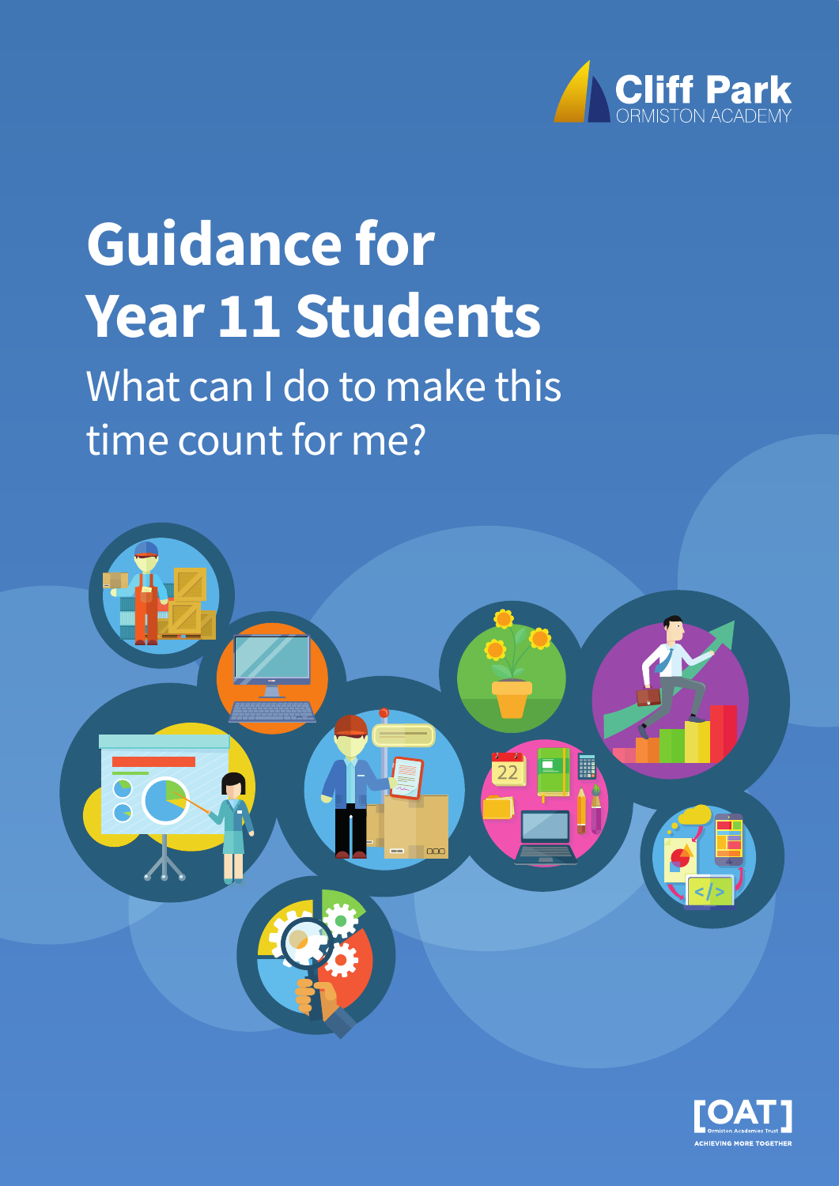Cliff Park
ORMISTON ACADEMY

# Guidance for Year 11 Students

## What can I do to make this time count for me?

[OAT]
Ormiston Academies Trust
ACHIEVING MORE TOGETHER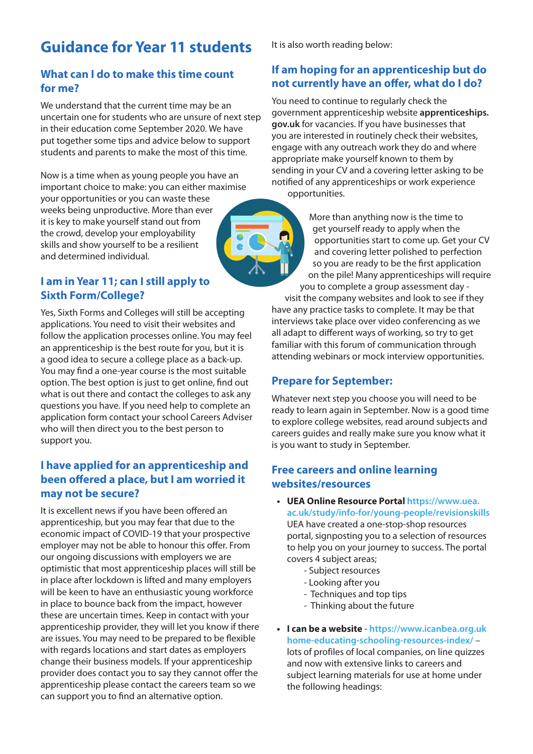# Guidance for Year 11 students

## What can I do to make this time count for me?

We understand that the current time may be an uncertain one for students who are unsure of next step in their education come September 2020. We have put together some tips and advice below to support students and parents to make the most of this time.

Now is a time when as young people you have an important choice to make: you can either maximise your opportunities or you can waste these weeks being unproductive. More than ever it is key to make yourself stand out from the crowd, develop your employability skills and show yourself to be a resilient and determined individual.

## I am in Year 11; can I still apply to Sixth Form/College?

Yes, Sixth Forms and Colleges will still be accepting applications. You need to visit their websites and follow the application processes online. You may feel an apprenticeship is the best route for you, but it is a good idea to secure a college place as a back-up. You may find a one-year course is the most suitable option. The best option is just to get online, find out what is out there and contact the colleges to ask any questions you have. If you need help to complete an application form contact your school Careers Adviser who will then direct you to the best person to support you.

## I have applied for an apprenticeship and been offered a place, but I am worried it may not be secure?

It is excellent news if you have been offered an apprenticeship, but you may fear that due to the economic impact of COVID-19 that your prospective employer may not be able to honour this offer. From our ongoing discussions with employers we are optimistic that most apprenticeship places will still be in place after lockdown is lifted and many employers will be keen to have an enthusiastic young workforce in place to bounce back from the impact, however these are uncertain times. Keep in contact with your apprenticeship provider, they will let you know if there are issues. You may need to be prepared to be flexible with regards locations and start dates as employers change their business models. If your apprenticeship provider does contact you to say they cannot offer the apprenticeship please contact the careers team so we can support you to find an alternative option.

It is also worth reading below:

## If am hoping for an apprenticeship but do not currently have an offer, what do I do?

You need to continue to regularly check the government apprenticeship website **apprenticeships.gov.uk** for vacancies. If you have businesses that you are interested in routinely check their websites, engage with any outreach work they do and where appropriate make yourself known to them by sending in your CV and a covering letter asking to be notified of any apprenticeships or work experience opportunities.

More than anything now is the time to get yourself ready to apply when the opportunities start to come up. Get your CV and covering letter polished to perfection so you are ready to be the first application on the pile! Many apprenticeships will require you to complete a group assessment day - visit the company websites and look to see if they have any practice tasks to complete. It may be that interviews take place over video conferencing as we all adapt to different ways of working, so try to get familiar with this forum of communication through attending webinars or mock interview opportunities.

## Prepare for September:

Whatever next step you choose you will need to be ready to learn again in September. Now is a good time to explore college websites, read around subjects and careers guides and really make sure you know what it is you want to study in September.

## Free careers and online learning websites/resources

- **UEA Online Resource Portal** https://www.uea.ac.uk/study/info-for/young-people/revisionskills UEA have created a one-stop-shop resources portal, signposting you to a selection of resources to help you on your journey to success. The portal covers 4 subject areas;
  - Subject resources
  - Looking after you
  - Techniques and top tips
  - Thinking about the future
- **I can be a website** - https://www.icanbea.org.uk home-educating-schooling-resources-index/ – lots of profiles of local companies, on line quizzes and now with extensive links to careers and subject learning materials for use at home under the following headings: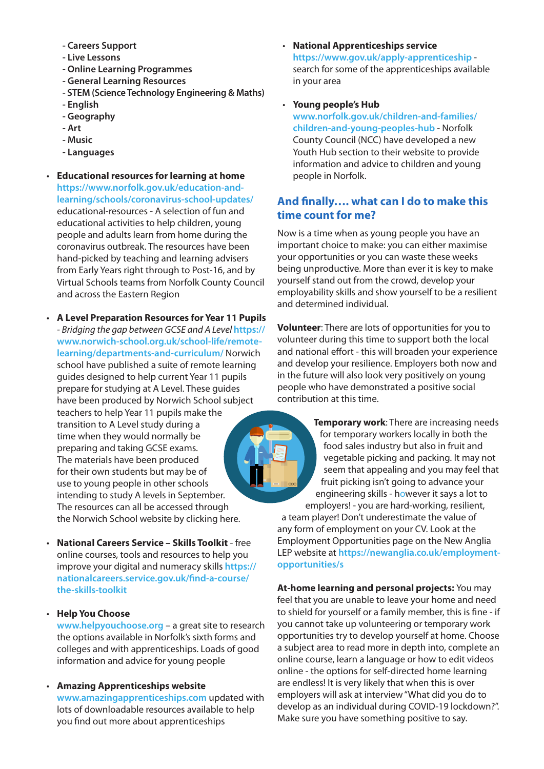- Careers Support
- Live Lessons
- Online Learning Programmes
- General Learning Resources
- STEM (Science Technology Engineering & Maths)
- English
- Geography
- Art
- Music
- Languages

- **Educational resources for learning at home** https://www.norfolk.gov.uk/education-and-learning/schools/coronavirus-school-updates/educational-resources - A selection of fun and educational activities to help children, young people and adults learn from home during the coronavirus outbreak. The resources have been hand-picked by teaching and learning advisers from Early Years right through to Post-16, and by Virtual Schools teams from Norfolk County Council and across the Eastern Region

- **A Level Preparation Resources for Year 11 Pupils** - *Bridging the gap between GCSE and A Level* https://www.norwich-school.org.uk/school-life/remote-learning/departments-and-curriculum/ Norwich school have published a suite of remote learning guides designed to help current Year 11 pupils prepare for studying at A Level. These guides have been produced by Norwich School subject teachers to help Year 11 pupils make the transition to A Level study during a time when they would normally be preparing and taking GCSE exams. The materials have been produced for their own students but may be of use to young people in other schools intending to study A levels in September. The resources can all be accessed through the Norwich School website by clicking here.

- **National Careers Service – Skills Toolkit** - free online courses, tools and resources to help you improve your digital and numeracy skills https://nationalcareers.service.gov.uk/find-a-course/the-skills-toolkit

- **Help You Choose** www.helpyouchoose.org – a great site to research the options available in Norfolk's sixth forms and colleges and with apprenticeships. Loads of good information and advice for young people

- **Amazing Apprenticeships website** www.amazingapprenticeships.com updated with lots of downloadable resources available to help you find out more about apprenticeships

- **National Apprenticeships service** https://www.gov.uk/apply-apprenticeship - search for some of the apprenticeships available in your area

- **Young people's Hub** www.norfolk.gov.uk/children-and-families/children-and-young-peoples-hub - Norfolk County Council (NCC) have developed a new Youth Hub section to their website to provide information and advice to children and young people in Norfolk.

## And finally…. what can I do to make this time count for me?

Now is a time when as young people you have an important choice to make: you can either maximise your opportunities or you can waste these weeks being unproductive. More than ever it is key to make yourself stand out from the crowd, develop your employability skills and show yourself to be a resilient and determined individual.

**Volunteer**: There are lots of opportunities for you to volunteer during this time to support both the local and national effort - this will broaden your experience and develop your resilience. Employers both now and in the future will also look very positively on young people who have demonstrated a positive social contribution at this time.

**Temporary work**: There are increasing needs for temporary workers locally in both the food sales industry but also in fruit and vegetable picking and packing. It may not seem that appealing and you may feel that fruit picking isn't going to advance your engineering skills - however it says a lot to employers! - you are hard-working, resilient, a team player! Don't underestimate the value of any form of employment on your CV. Look at the Employment Opportunities page on the New Anglia LEP website at https://newanglia.co.uk/employment-opportunities/s

**At-home learning and personal projects:** You may feel that you are unable to leave your home and need to shield for yourself or a family member, this is fine - if you cannot take up volunteering or temporary work opportunities try to develop yourself at home. Choose a subject area to read more in depth into, complete an online course, learn a language or how to edit videos online - the options for self-directed home learning are endless! It is very likely that when this is over employers will ask at interview "What did you do to develop as an individual during COVID-19 lockdown?". Make sure you have something positive to say.